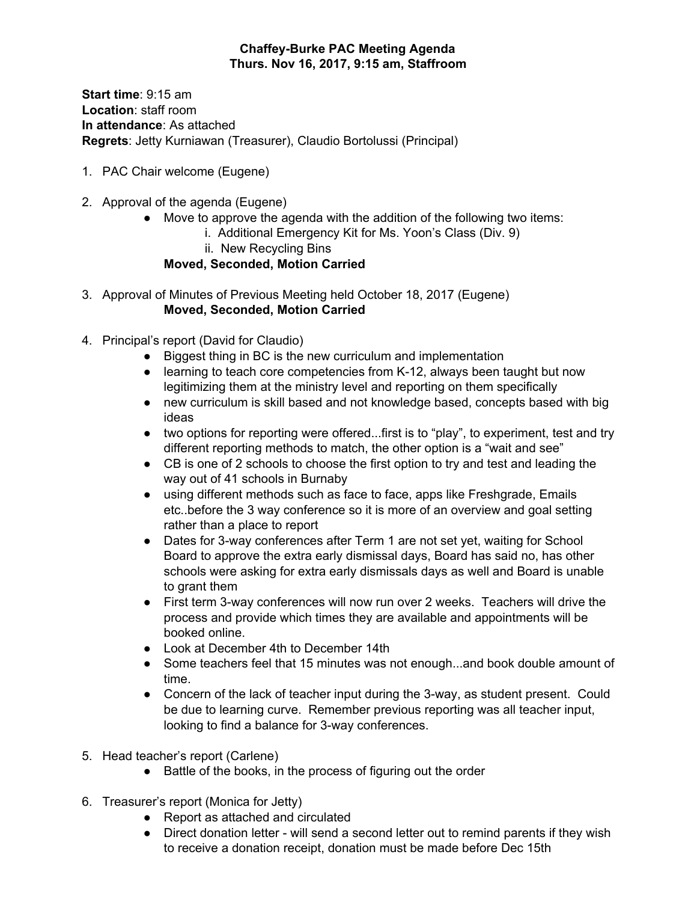**Chaffey-Burke PAC Meeting Agenda**
**Thurs. Nov 16, 2017, 9:15 am, Staffroom**

**Start time**: 9:15 am
**Location**: staff room
**In attendance**: As attached
**Regrets**: Jetty Kurniawan (Treasurer), Claudio Bortolussi (Principal)

1. PAC Chair welcome (Eugene)

2. Approval of the agenda (Eugene)
    - Move to approve the agenda with the addition of the following two items:
        i. Additional Emergency Kit for Ms. Yoon's Class (Div. 9)
        ii. New Recycling Bins

    **Moved, Seconded, Motion Carried**

3. Approval of Minutes of Previous Meeting held October 18, 2017 (Eugene)

    **Moved, Seconded, Motion Carried**

4. Principal's report (David for Claudio)
    - Biggest thing in BC is the new curriculum and implementation
    - learning to teach core competencies from K-12, always been taught but now legitimizing them at the ministry level and reporting on them specifically
    - new curriculum is skill based and not knowledge based, concepts based with big ideas
    - two options for reporting were offered...first is to "play", to experiment, test and try different reporting methods to match, the other option is a "wait and see"
    - CB is one of 2 schools to choose the first option to try and test and leading the way out of 41 schools in Burnaby
    - using different methods such as face to face, apps like Freshgrade, Emails etc..before the 3 way conference so it is more of an overview and goal setting rather than a place to report
    - Dates for 3-way conferences after Term 1 are not set yet, waiting for School Board to approve the extra early dismissal days, Board has said no, has other schools were asking for extra early dismissals days as well and Board is unable to grant them
    - First term 3-way conferences will now run over 2 weeks. Teachers will drive the process and provide which times they are available and appointments will be booked online.
    - Look at December 4th to December 14th
    - Some teachers feel that 15 minutes was not enough...and book double amount of time.
    - Concern of the lack of teacher input during the 3-way, as student present. Could be due to learning curve. Remember previous reporting was all teacher input, looking to find a balance for 3-way conferences.

5. Head teacher's report (Carlene)
    - Battle of the books, in the process of figuring out the order

6. Treasurer's report (Monica for Jetty)
    - Report as attached and circulated
    - Direct donation letter - will send a second letter out to remind parents if they wish to receive a donation receipt, donation must be made before Dec 15th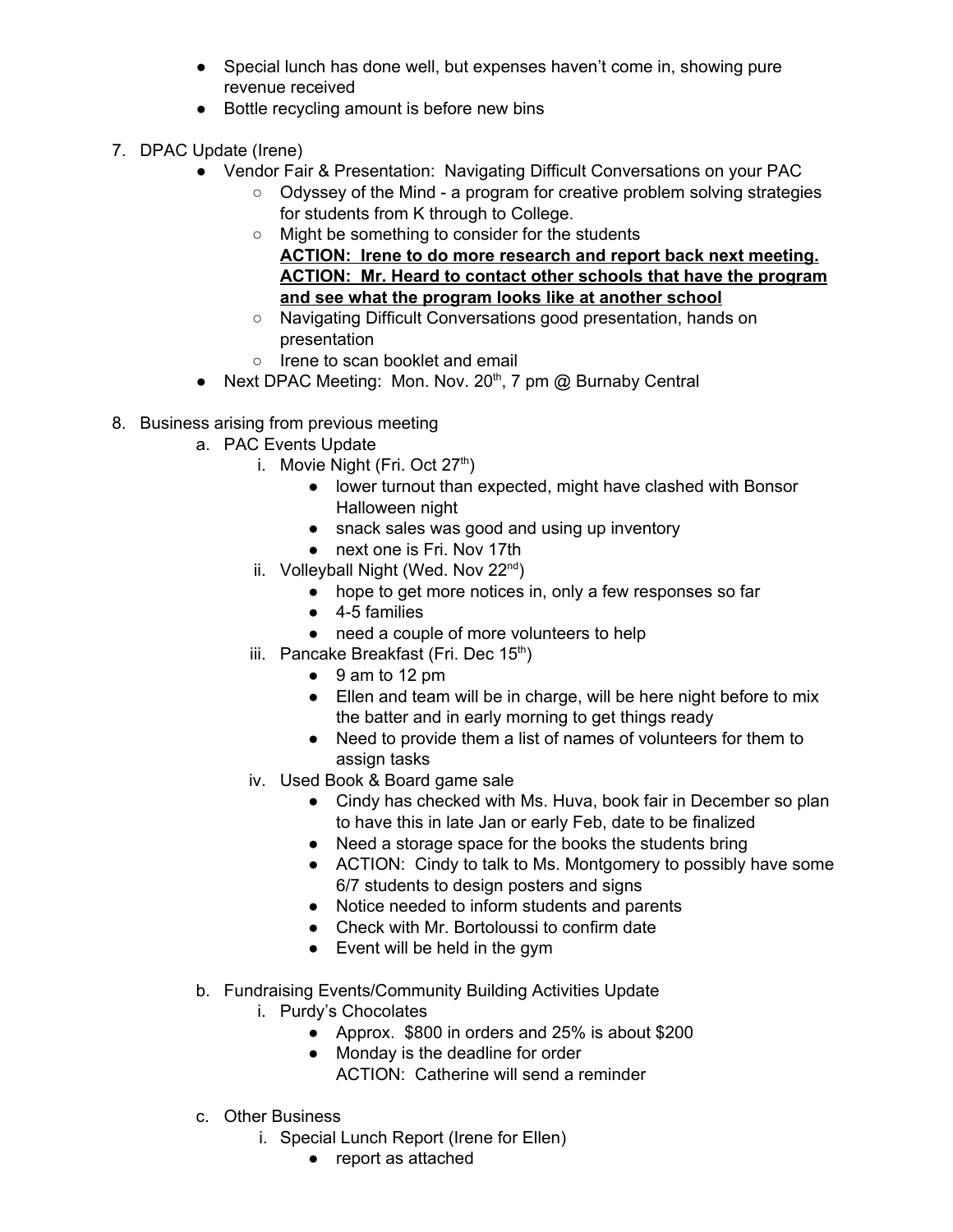- Special lunch has done well, but expenses haven't come in, showing pure revenue received
- Bottle recycling amount is before new bins

7. DPAC Update (Irene)
    - Vendor Fair & Presentation: Navigating Difficult Conversations on your PAC
        - Odyssey of the Mind - a program for creative problem solving strategies for students from K through to College.
        - Might be something to consider for the students
          **ACTION: Irene to do more research and report back next meeting.**
          **ACTION: Mr. Heard to contact other schools that have the program and see what the program looks like at another school**
        - Navigating Difficult Conversations good presentation, hands on presentation
        - Irene to scan booklet and email
    - Next DPAC Meeting: Mon. Nov. 20th, 7 pm @ Burnaby Central

8. Business arising from previous meeting
    a. PAC Events Update
        i. Movie Night (Fri. Oct 27th)
            - lower turnout than expected, might have clashed with Bonsor Halloween night
            - snack sales was good and using up inventory
            - next one is Fri. Nov 17th
        ii. Volleyball Night (Wed. Nov 22nd)
            - hope to get more notices in, only a few responses so far
            - 4-5 families
            - need a couple of more volunteers to help
        iii. Pancake Breakfast (Fri. Dec 15th)
            - 9 am to 12 pm
            - Ellen and team will be in charge, will be here night before to mix the batter and in early morning to get things ready
            - Need to provide them a list of names of volunteers for them to assign tasks
        iv. Used Book & Board game sale
            - Cindy has checked with Ms. Huva, book fair in December so plan to have this in late Jan or early Feb, date to be finalized
            - Need a storage space for the books the students bring
            - ACTION: Cindy to talk to Ms. Montgomery to possibly have some 6/7 students to design posters and signs
            - Notice needed to inform students and parents
            - Check with Mr. Bortoloussi to confirm date
            - Event will be held in the gym

    b. Fundraising Events/Community Building Activities Update
        i. Purdy's Chocolates
            - Approx. $800 in orders and 25% is about $200
            - Monday is the deadline for order
              ACTION: Catherine will send a reminder

    c. Other Business
        i. Special Lunch Report (Irene for Ellen)
            - report as attached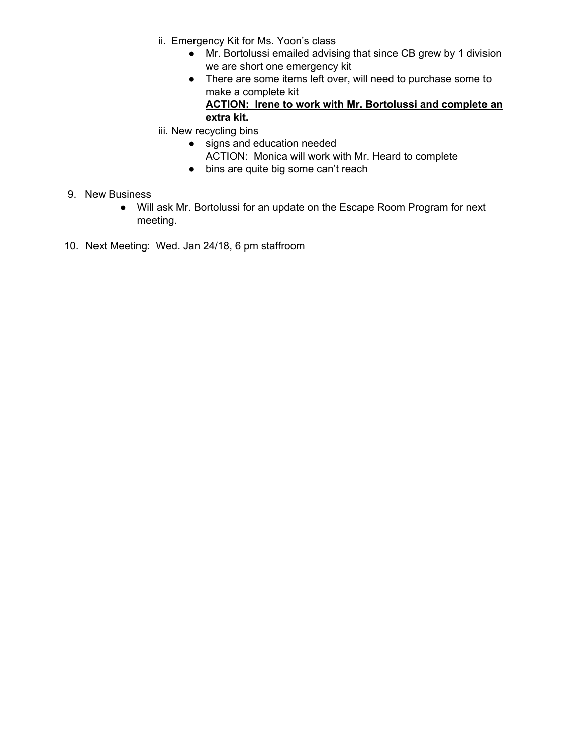ii. Emergency Kit for Ms. Yoon's class

- Mr. Bortolussi emailed advising that since CB grew by 1 division we are short one emergency kit
- There are some items left over, will need to purchase some to make a complete kit

  **ACTION: Irene to work with Mr. Bortolussi and complete an extra kit.**

iii. New recycling bins

- signs and education needed

  ACTION: Monica will work with Mr. Heard to complete
- bins are quite big some can't reach

9. New Business
   - Will ask Mr. Bortolussi for an update on the Escape Room Program for next meeting.

10. Next Meeting: Wed. Jan 24/18, 6 pm staffroom